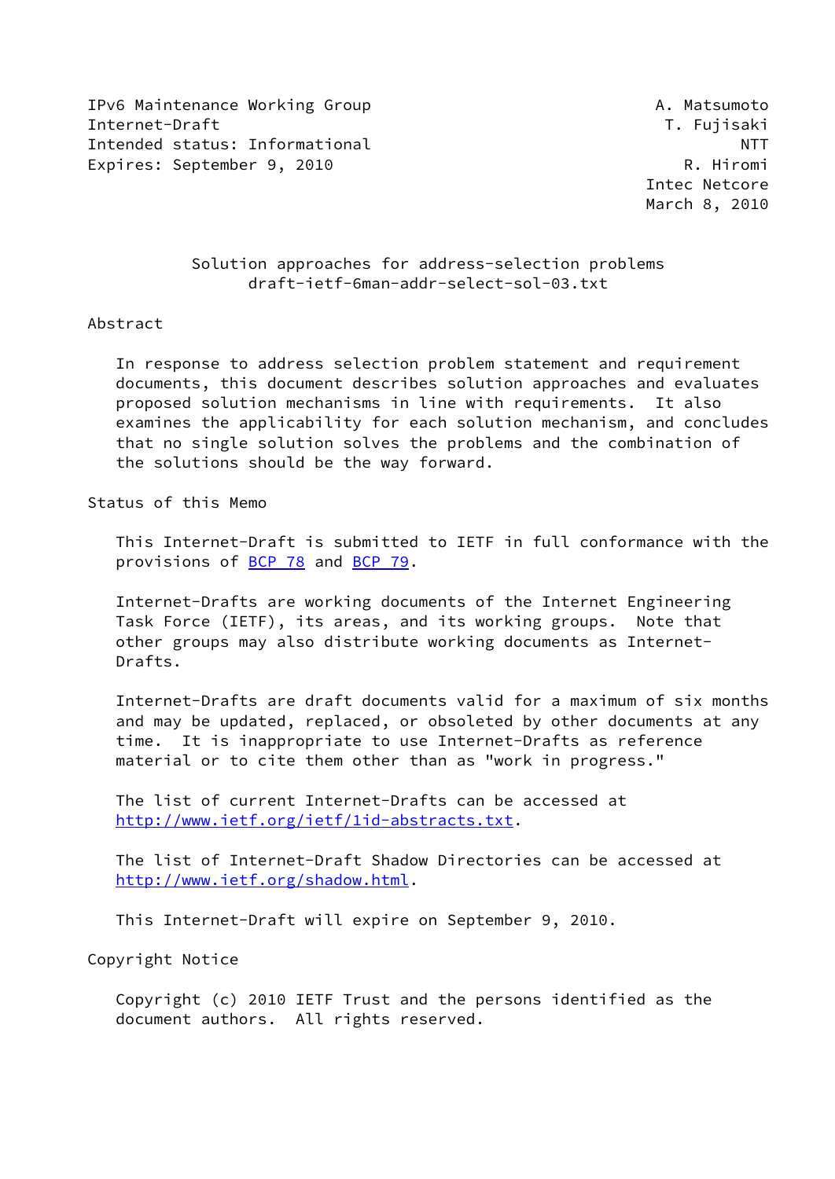IPv6 Maintenance Working Group A. Matsumoto
Internet-Draft T. Fujisaki
Intended status: Informational NTT
Expires: September 9, 2010 R. Hiromi
Intec Netcore
March 8, 2010

# Solution approaches for address-selection problems
draft-ietf-6man-addr-select-sol-03.txt

## Abstract

In response to address selection problem statement and requirement documents, this document describes solution approaches and evaluates proposed solution mechanisms in line with requirements. It also examines the applicability for each solution mechanism, and concludes that no single solution solves the problems and the combination of the solutions should be the way forward.

## Status of this Memo

This Internet-Draft is submitted to IETF in full conformance with the provisions of BCP 78 and BCP 79.

Internet-Drafts are working documents of the Internet Engineering Task Force (IETF), its areas, and its working groups. Note that other groups may also distribute working documents as Internet-Drafts.

Internet-Drafts are draft documents valid for a maximum of six months and may be updated, replaced, or obsoleted by other documents at any time. It is inappropriate to use Internet-Drafts as reference material or to cite them other than as "work in progress."

The list of current Internet-Drafts can be accessed at http://www.ietf.org/ietf/1id-abstracts.txt.

The list of Internet-Draft Shadow Directories can be accessed at http://www.ietf.org/shadow.html.

This Internet-Draft will expire on September 9, 2010.

## Copyright Notice

Copyright (c) 2010 IETF Trust and the persons identified as the document authors. All rights reserved.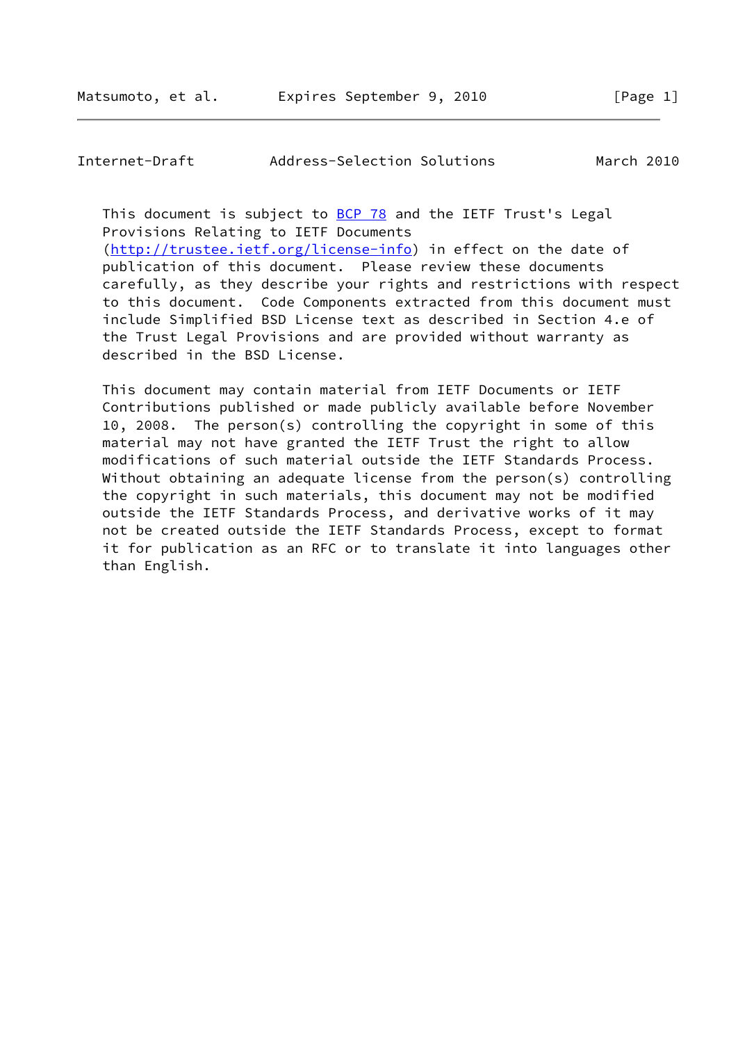This document is subject to BCP 78 and the IETF Trust's Legal Provisions Relating to IETF Documents (http://trustee.ietf.org/license-info) in effect on the date of publication of this document. Please review these documents carefully, as they describe your rights and restrictions with respect to this document. Code Components extracted from this document must include Simplified BSD License text as described in Section 4.e of the Trust Legal Provisions and are provided without warranty as described in the BSD License.

This document may contain material from IETF Documents or IETF Contributions published or made publicly available before November 10, 2008. The person(s) controlling the copyright in some of this material may not have granted the IETF Trust the right to allow modifications of such material outside the IETF Standards Process. Without obtaining an adequate license from the person(s) controlling the copyright in such materials, this document may not be modified outside the IETF Standards Process, and derivative works of it may not be created outside the IETF Standards Process, except to format it for publication as an RFC or to translate it into languages other than English.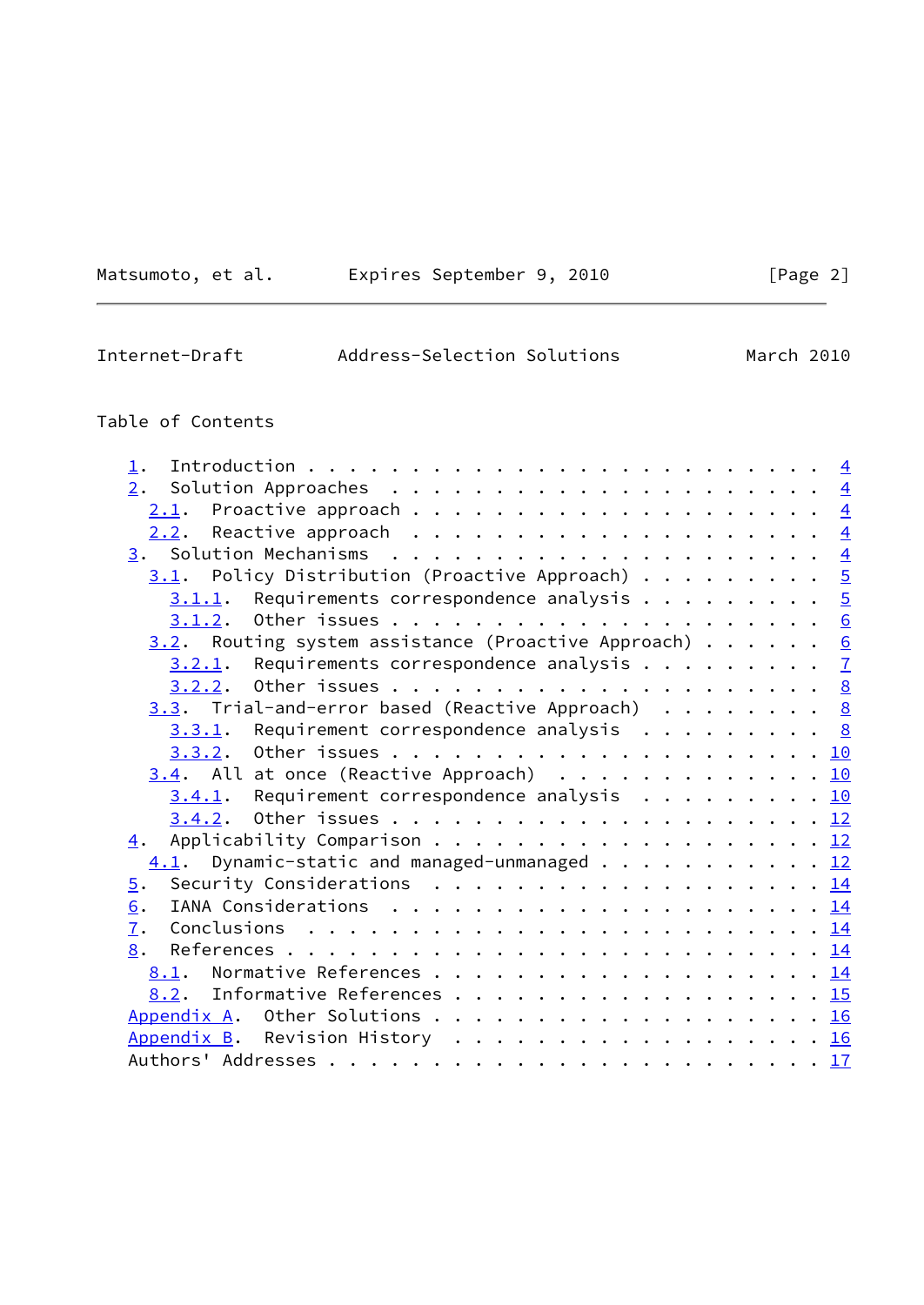## Table of Contents

```
   1.  Introduction . . . . . . . . . . . . . . . . . . . . . . . .  4
   2.  Solution Approaches  . . . . . . . . . . . . . . . . . . . .  4
     2.1.  Proactive approach . . . . . . . . . . . . . . . . . . .  4
     2.2.  Reactive approach  . . . . . . . . . . . . . . . . . . .  4
   3.  Solution Mechanisms  . . . . . . . . . . . . . . . . . . . .  4
     3.1.  Policy Distribution (Proactive Approach) . . . . . . . .  5
       3.1.1.  Requirements correspondence analysis . . . . . . . .  5
       3.1.2.  Other issues . . . . . . . . . . . . . . . . . . . .  6
     3.2.  Routing system assistance (Proactive Approach) . . . . .  6
       3.2.1.  Requirements correspondence analysis . . . . . . . .  7
       3.2.2.  Other issues . . . . . . . . . . . . . . . . . . . .  8
     3.3.  Trial-and-error based (Reactive Approach)  . . . . . . .  8
       3.3.1.  Requirement correspondence analysis  . . . . . . . .  8
       3.3.2.  Other issues . . . . . . . . . . . . . . . . . . . . 10
     3.4.  All at once (Reactive Approach)  . . . . . . . . . . . . 10
       3.4.1.  Requirement correspondence analysis  . . . . . . . . 10
       3.4.2.  Other issues . . . . . . . . . . . . . . . . . . . . 12
   4.  Applicability Comparison . . . . . . . . . . . . . . . . . . 12
     4.1.  Dynamic-static and managed-unmanaged . . . . . . . . . . 12
   5.  Security Considerations  . . . . . . . . . . . . . . . . . . 14
   6.  IANA Considerations  . . . . . . . . . . . . . . . . . . . . 14
   7.  Conclusions  . . . . . . . . . . . . . . . . . . . . . . . . 14
   8.  References . . . . . . . . . . . . . . . . . . . . . . . . . 14
     8.1.  Normative References . . . . . . . . . . . . . . . . . . 14
     8.2.  Informative References . . . . . . . . . . . . . . . . . 15
   Appendix A.  Other Solutions . . . . . . . . . . . . . . . . . . 16
   Appendix B.  Revision History  . . . . . . . . . . . . . . . . . 16
   Authors' Addresses . . . . . . . . . . . . . . . . . . . . . . . 17
```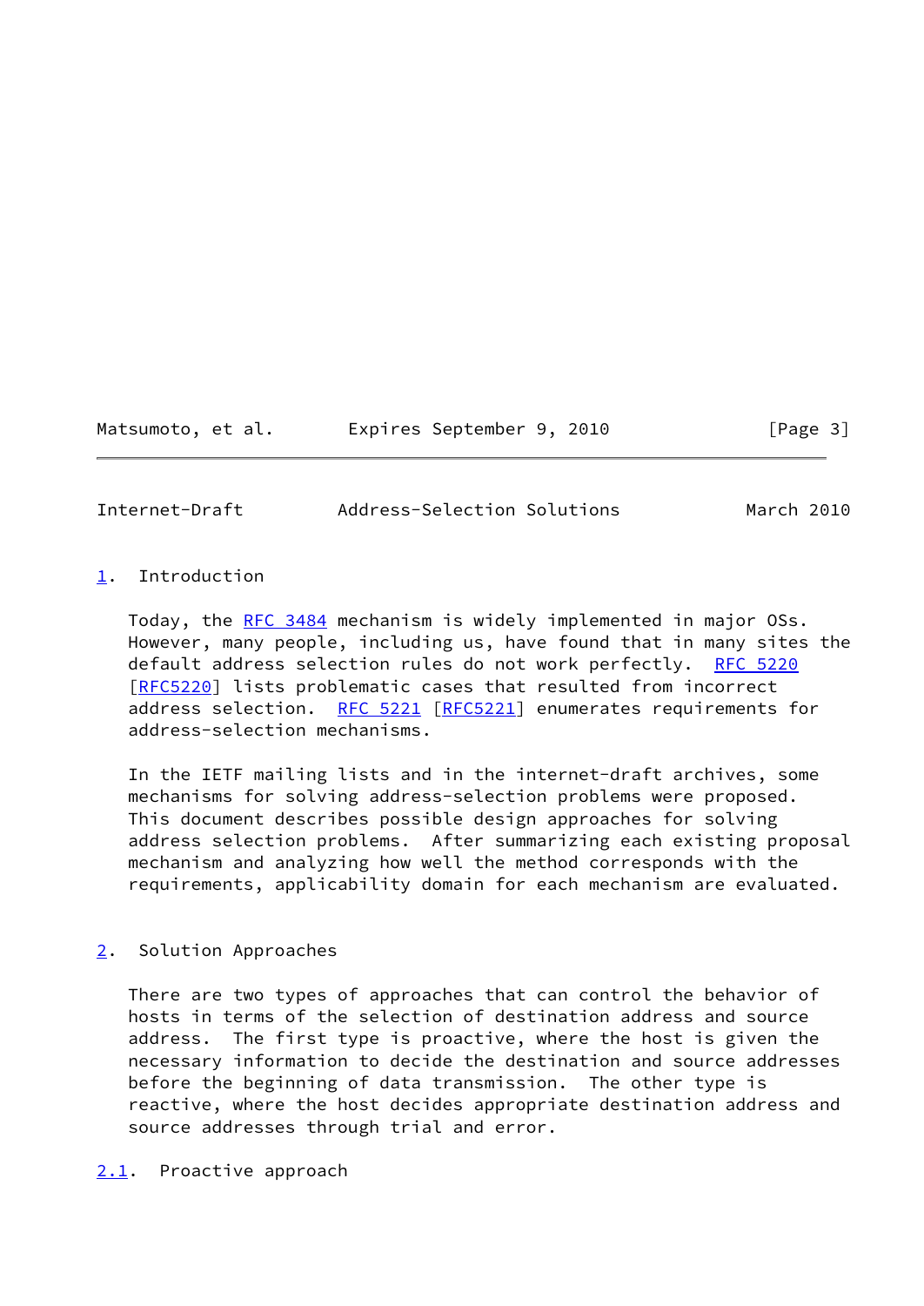## 1. Introduction

Today, the RFC 3484 mechanism is widely implemented in major OSs. However, many people, including us, have found that in many sites the default address selection rules do not work perfectly. RFC 5220 [RFC5220] lists problematic cases that resulted from incorrect address selection. RFC 5221 [RFC5221] enumerates requirements for address-selection mechanisms.

In the IETF mailing lists and in the internet-draft archives, some mechanisms for solving address-selection problems were proposed. This document describes possible design approaches for solving address selection problems. After summarizing each existing proposal mechanism and analyzing how well the method corresponds with the requirements, applicability domain for each mechanism are evaluated.

## 2. Solution Approaches

There are two types of approaches that can control the behavior of hosts in terms of the selection of destination address and source address. The first type is proactive, where the host is given the necessary information to decide the destination and source addresses before the beginning of data transmission. The other type is reactive, where the host decides appropriate destination address and source addresses through trial and error.

### 2.1. Proactive approach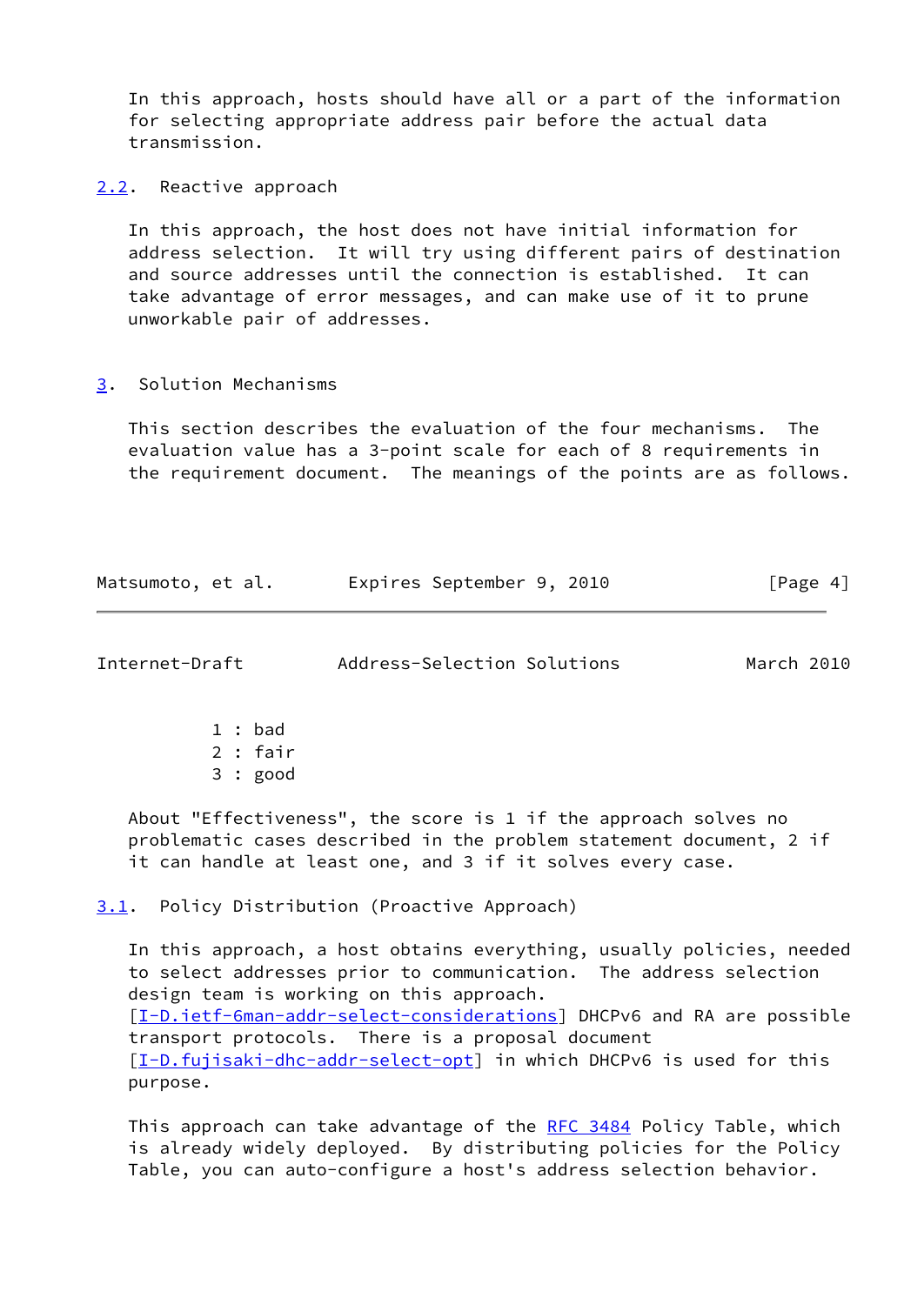In this approach, hosts should have all or a part of the information for selecting appropriate address pair before the actual data transmission.

### 2.2. Reactive approach

In this approach, the host does not have initial information for address selection. It will try using different pairs of destination and source addresses until the connection is established. It can take advantage of error messages, and can make use of it to prune unworkable pair of addresses.

## 3. Solution Mechanisms

This section describes the evaluation of the four mechanisms. The evaluation value has a 3-point scale for each of 8 requirements in the requirement document. The meanings of the points are as follows.

- 1 : bad
- 2 : fair
- 3 : good

About "Effectiveness", the score is 1 if the approach solves no problematic cases described in the problem statement document, 2 if it can handle at least one, and 3 if it solves every case.

### 3.1. Policy Distribution (Proactive Approach)

In this approach, a host obtains everything, usually policies, needed to select addresses prior to communication. The address selection design team is working on this approach. [I-D.ietf-6man-addr-select-considerations] DHCPv6 and RA are possible transport protocols. There is a proposal document [I-D.fujisaki-dhc-addr-select-opt] in which DHCPv6 is used for this purpose.

This approach can take advantage of the RFC 3484 Policy Table, which is already widely deployed. By distributing policies for the Policy Table, you can auto-configure a host's address selection behavior.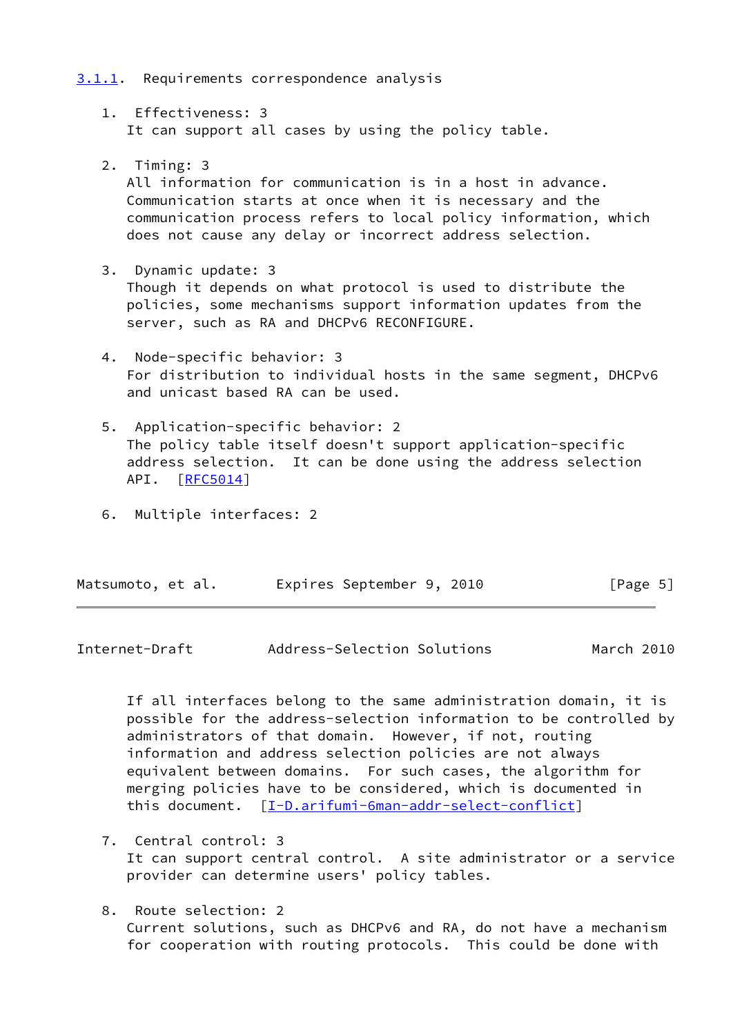#### 3.1.1. Requirements correspondence analysis

1. Effectiveness: 3
   It can support all cases by using the policy table.

2. Timing: 3
   All information for communication is in a host in advance. Communication starts at once when it is necessary and the communication process refers to local policy information, which does not cause any delay or incorrect address selection.

3. Dynamic update: 3
   Though it depends on what protocol is used to distribute the policies, some mechanisms support information updates from the server, such as RA and DHCPv6 RECONFIGURE.

4. Node-specific behavior: 3
   For distribution to individual hosts in the same segment, DHCPv6 and unicast based RA can be used.

5. Application-specific behavior: 2
   The policy table itself doesn't support application-specific address selection. It can be done using the address selection API. [RFC5014]

6. Multiple interfaces: 2
   If all interfaces belong to the same administration domain, it is possible for the address-selection information to be controlled by administrators of that domain. However, if not, routing information and address selection policies are not always equivalent between domains. For such cases, the algorithm for merging policies have to be considered, which is documented in this document. [I-D.arifumi-6man-addr-select-conflict]

7. Central control: 3
   It can support central control. A site administrator or a service provider can determine users' policy tables.

8. Route selection: 2
   Current solutions, such as DHCPv6 and RA, do not have a mechanism for cooperation with routing protocols. This could be done with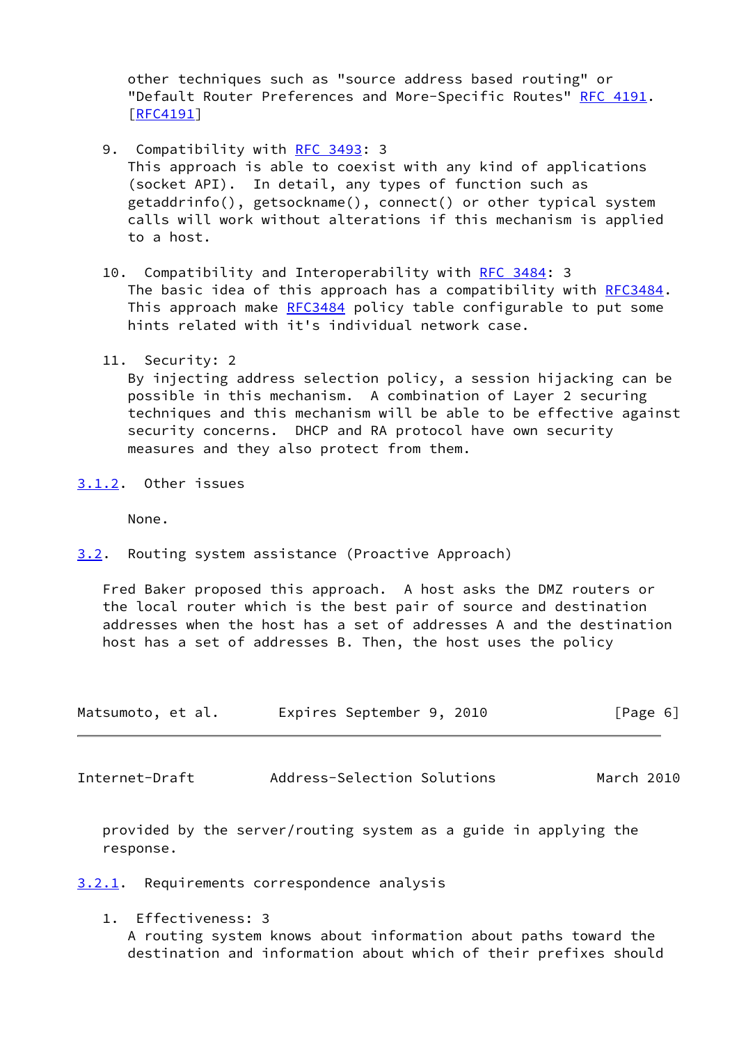other techniques such as "source address based routing" or "Default Router Preferences and More-Specific Routes" RFC 4191. [RFC4191]

9. Compatibility with RFC 3493: 3
   This approach is able to coexist with any kind of applications (socket API). In detail, any types of function such as getaddrinfo(), getsockname(), connect() or other typical system calls will work without alterations if this mechanism is applied to a host.

10. Compatibility and Interoperability with RFC 3484: 3
    The basic idea of this approach has a compatibility with RFC3484. This approach make RFC3484 policy table configurable to put some hints related with it's individual network case.

11. Security: 2
    By injecting address selection policy, a session hijacking can be possible in this mechanism. A combination of Layer 2 securing techniques and this mechanism will be able to be effective against security concerns. DHCP and RA protocol have own security measures and they also protect from them.

#### 3.1.2. Other issues

None.

### 3.2. Routing system assistance (Proactive Approach)

Fred Baker proposed this approach. A host asks the DMZ routers or the local router which is the best pair of source and destination addresses when the host has a set of addresses A and the destination host has a set of addresses B. Then, the host uses the policy provided by the server/routing system as a guide in applying the response.

#### 3.2.1. Requirements correspondence analysis

1. Effectiveness: 3
   A routing system knows about information about paths toward the destination and information about which of their prefixes should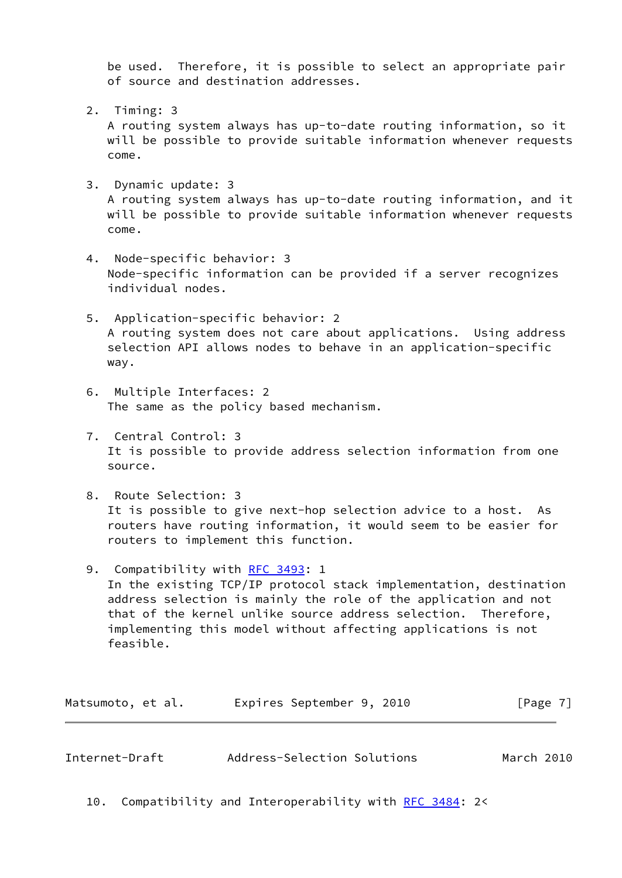be used. Therefore, it is possible to select an appropriate pair of source and destination addresses.

2. Timing: 3
   A routing system always has up-to-date routing information, so it will be possible to provide suitable information whenever requests come.

3. Dynamic update: 3
   A routing system always has up-to-date routing information, and it will be possible to provide suitable information whenever requests come.

4. Node-specific behavior: 3
   Node-specific information can be provided if a server recognizes individual nodes.

5. Application-specific behavior: 2
   A routing system does not care about applications. Using address selection API allows nodes to behave in an application-specific way.

6. Multiple Interfaces: 2
   The same as the policy based mechanism.

7. Central Control: 3
   It is possible to provide address selection information from one source.

8. Route Selection: 3
   It is possible to give next-hop selection advice to a host. As routers have routing information, it would seem to be easier for routers to implement this function.

9. Compatibility with RFC 3493: 1
   In the existing TCP/IP protocol stack implementation, destination address selection is mainly the role of the application and not that of the kernel unlike source address selection. Therefore, implementing this model without affecting applications is not feasible.

10. Compatibility and Interoperability with RFC 3484: 2<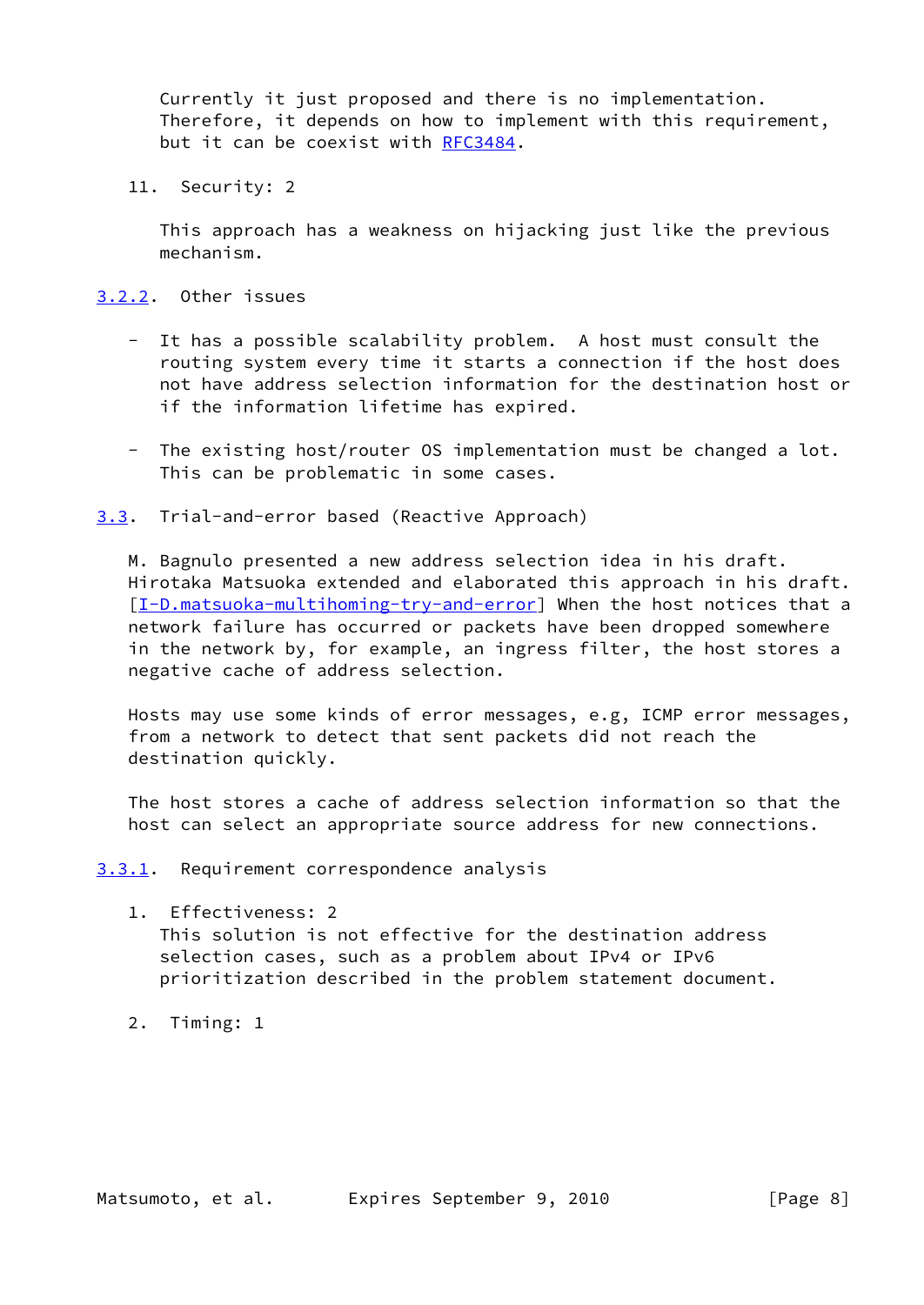Currently it just proposed and there is no implementation. Therefore, it depends on how to implement with this requirement, but it can be coexist with RFC3484.

11. Security: 2

    This approach has a weakness on hijacking just like the previous mechanism.

### 3.2.2. Other issues

- It has a possible scalability problem. A host must consult the routing system every time it starts a connection if the host does not have address selection information for the destination host or if the information lifetime has expired.

- The existing host/router OS implementation must be changed a lot. This can be problematic in some cases.

## 3.3. Trial-and-error based (Reactive Approach)

M. Bagnulo presented a new address selection idea in his draft. Hirotaka Matsuoka extended and elaborated this approach in his draft. [I-D.matsuoka-multihoming-try-and-error] When the host notices that a network failure has occurred or packets have been dropped somewhere in the network by, for example, an ingress filter, the host stores a negative cache of address selection.

Hosts may use some kinds of error messages, e.g, ICMP error messages, from a network to detect that sent packets did not reach the destination quickly.

The host stores a cache of address selection information so that the host can select an appropriate source address for new connections.

### 3.3.1. Requirement correspondence analysis

1. Effectiveness: 2
   This solution is not effective for the destination address selection cases, such as a problem about IPv4 or IPv6 prioritization described in the problem statement document.

2. Timing: 1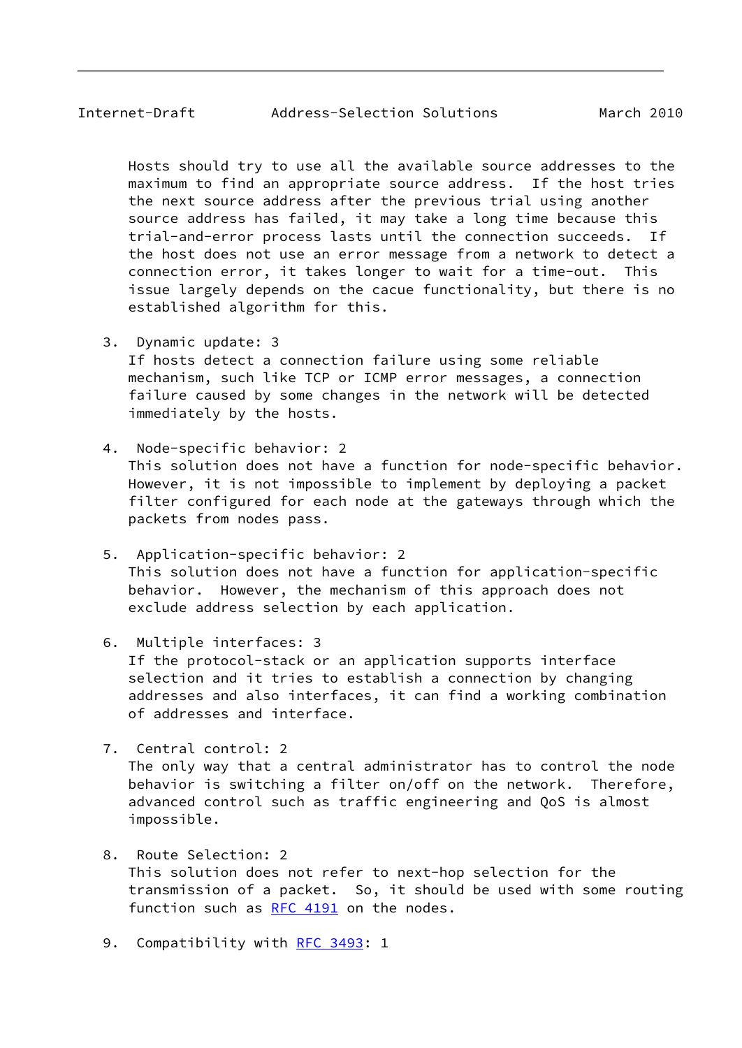Hosts should try to use all the available source addresses to the maximum to find an appropriate source address. If the host tries the next source address after the previous trial using another source address has failed, it may take a long time because this trial-and-error process lasts until the connection succeeds. If the host does not use an error message from a network to detect a connection error, it takes longer to wait for a time-out. This issue largely depends on the cacue functionality, but there is no established algorithm for this.

3. Dynamic update: 3
   If hosts detect a connection failure using some reliable mechanism, such like TCP or ICMP error messages, a connection failure caused by some changes in the network will be detected immediately by the hosts.

4. Node-specific behavior: 2
   This solution does not have a function for node-specific behavior. However, it is not impossible to implement by deploying a packet filter configured for each node at the gateways through which the packets from nodes pass.

5. Application-specific behavior: 2
   This solution does not have a function for application-specific behavior. However, the mechanism of this approach does not exclude address selection by each application.

6. Multiple interfaces: 3
   If the protocol-stack or an application supports interface selection and it tries to establish a connection by changing addresses and also interfaces, it can find a working combination of addresses and interface.

7. Central control: 2
   The only way that a central administrator has to control the node behavior is switching a filter on/off on the network. Therefore, advanced control such as traffic engineering and QoS is almost impossible.

8. Route Selection: 2
   This solution does not refer to next-hop selection for the transmission of a packet. So, it should be used with some routing function such as RFC 4191 on the nodes.

9. Compatibility with RFC 3493: 1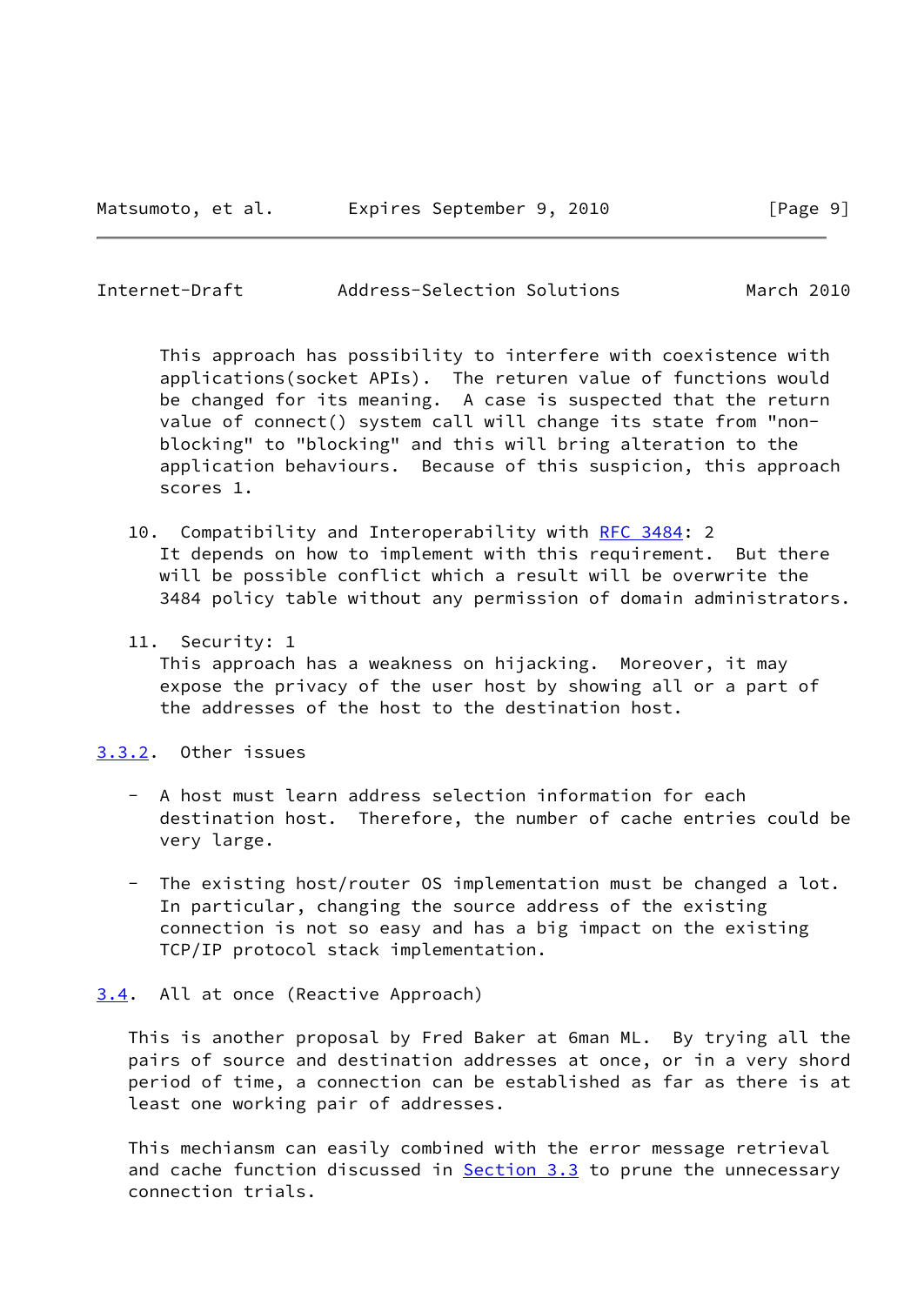This approach has possibility to interfere with coexistence with applications(socket APIs). The returen value of functions would be changed for its meaning. A case is suspected that the return value of connect() system call will change its state from "non-blocking" to "blocking" and this will bring alteration to the application behaviours. Because of this suspicion, this approach scores 1.

10. Compatibility and Interoperability with RFC 3484: 2
    It depends on how to implement with this requirement. But there will be possible conflict which a result will be overwrite the 3484 policy table without any permission of domain administrators.

11. Security: 1
    This approach has a weakness on hijacking. Moreover, it may expose the privacy of the user host by showing all or a part of the addresses of the host to the destination host.

### 3.3.2. Other issues

- A host must learn address selection information for each destination host. Therefore, the number of cache entries could be very large.

- The existing host/router OS implementation must be changed a lot. In particular, changing the source address of the existing connection is not so easy and has a big impact on the existing TCP/IP protocol stack implementation.

## 3.4. All at once (Reactive Approach)

This is another proposal by Fred Baker at 6man ML. By trying all the pairs of source and destination addresses at once, or in a very shord period of time, a connection can be established as far as there is at least one working pair of addresses.

This mechiansm can easily combined with the error message retrieval and cache function discussed in Section 3.3 to prune the unnecessary connection trials.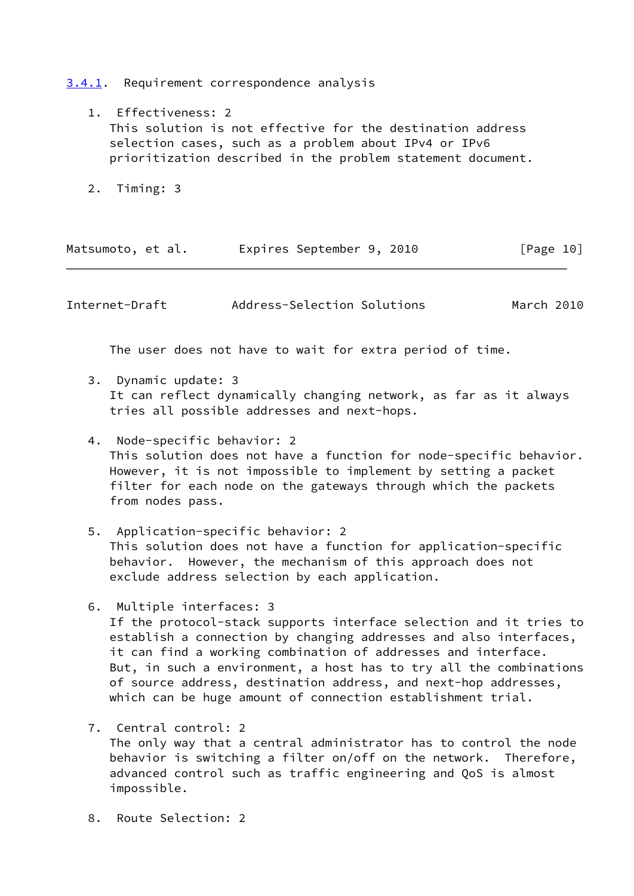### 3.4.1. Requirement correspondence analysis

1. Effectiveness: 2
   This solution is not effective for the destination address selection cases, such as a problem about IPv4 or IPv6 prioritization described in the problem statement document.

2. Timing: 3
   The user does not have to wait for extra period of time.

3. Dynamic update: 3
   It can reflect dynamically changing network, as far as it always tries all possible addresses and next-hops.

4. Node-specific behavior: 2
   This solution does not have a function for node-specific behavior. However, it is not impossible to implement by setting a packet filter for each node on the gateways through which the packets from nodes pass.

5. Application-specific behavior: 2
   This solution does not have a function for application-specific behavior. However, the mechanism of this approach does not exclude address selection by each application.

6. Multiple interfaces: 3
   If the protocol-stack supports interface selection and it tries to establish a connection by changing addresses and also interfaces, it can find a working combination of addresses and interface. But, in such a environment, a host has to try all the combinations of source address, destination address, and next-hop addresses, which can be huge amount of connection establishment trial.

7. Central control: 2
   The only way that a central administrator has to control the node behavior is switching a filter on/off on the network. Therefore, advanced control such as traffic engineering and QoS is almost impossible.

8. Route Selection: 2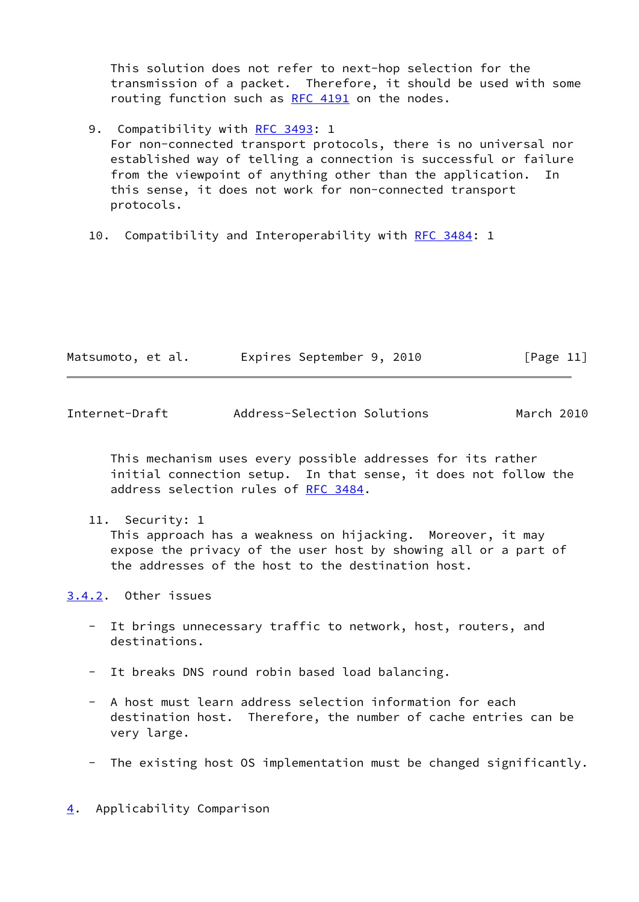This solution does not refer to next-hop selection for the transmission of a packet. Therefore, it should be used with some routing function such as RFC 4191 on the nodes.

9. Compatibility with RFC 3493: 1
   For non-connected transport protocols, there is no universal nor established way of telling a connection is successful or failure from the viewpoint of anything other than the application. In this sense, it does not work for non-connected transport protocols.

10. Compatibility and Interoperability with RFC 3484: 1
    This mechanism uses every possible addresses for its rather initial connection setup. In that sense, it does not follow the address selection rules of RFC 3484.

11. Security: 1
    This approach has a weakness on hijacking. Moreover, it may expose the privacy of the user host by showing all or a part of the addresses of the host to the destination host.

### 3.4.2. Other issues

- It brings unnecessary traffic to network, host, routers, and destinations.

- It breaks DNS round robin based load balancing.

- A host must learn address selection information for each destination host. Therefore, the number of cache entries can be very large.

- The existing host OS implementation must be changed significantly.

## 4. Applicability Comparison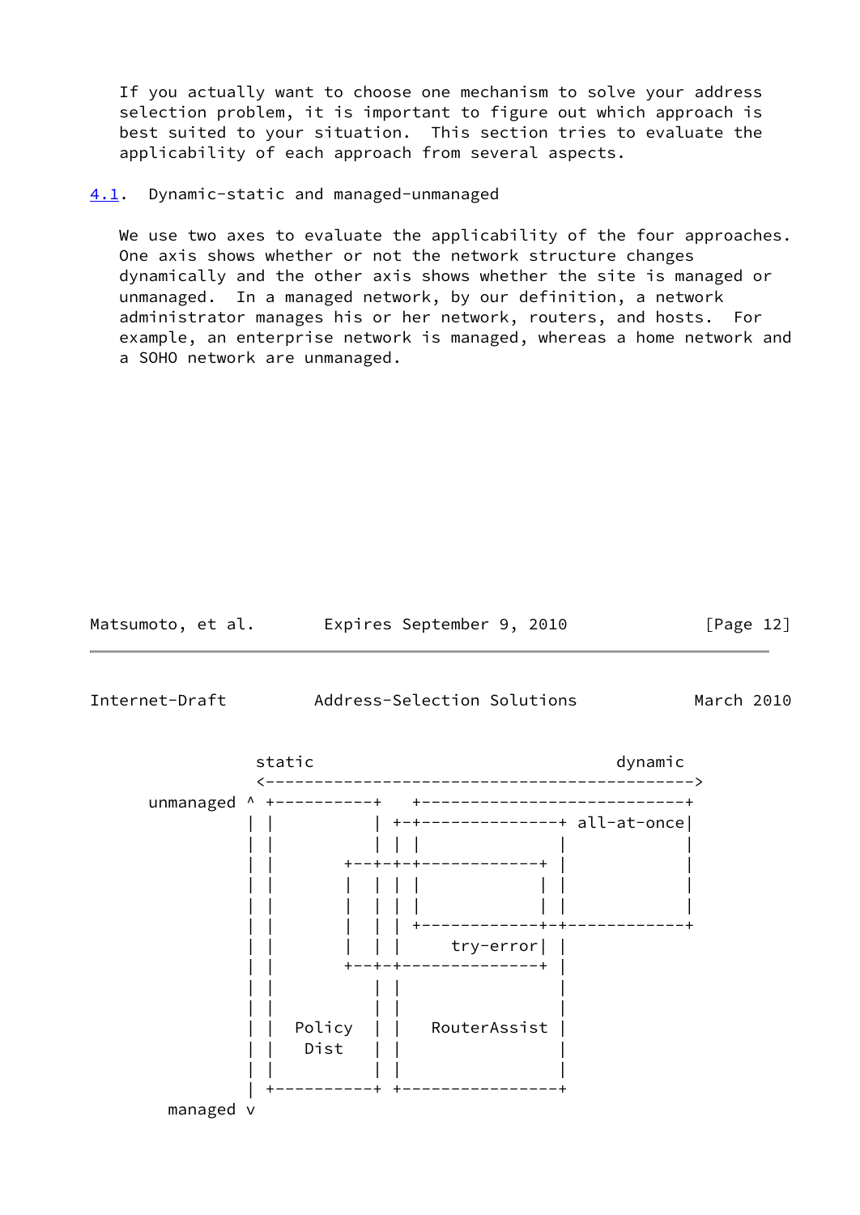If you actually want to choose one mechanism to solve your address selection problem, it is important to figure out which approach is best suited to your situation. This section tries to evaluate the applicability of each approach from several aspects.

## 4.1. Dynamic-static and managed-unmanaged

We use two axes to evaluate the applicability of the four approaches. One axis shows whether or not the network structure changes dynamically and the other axis shows whether the site is managed or unmanaged. In a managed network, by our definition, a network administrator manages his or her network, routers, and hosts. For example, an enterprise network is managed, whereas a home network and a SOHO network are unmanaged.

```
              static                                   dynamic
              <------------------------------------------->
   unmanaged ^ +-----------+   +---------------------------+
             | |           | +-+---------------+ all-at-once|
             | |           | | |               |           |
             | |       +---+-+-+-------------+ |           |
             | |       |   | | |             | |           |
             | |       |   | | |             | |           |
             | |       |   | | +-------------+-+-----------+
             | |       |   | |      try-error| |
             | |       +---+-+---------------+ |
             | |           | |                 |
             | |           | |                 |
             | |   Policy  | |   RouterAssist  |
             | |    Dist   | |                 |
             | |           | |                 |
             | +-----------+ +-----------------+
     managed v
```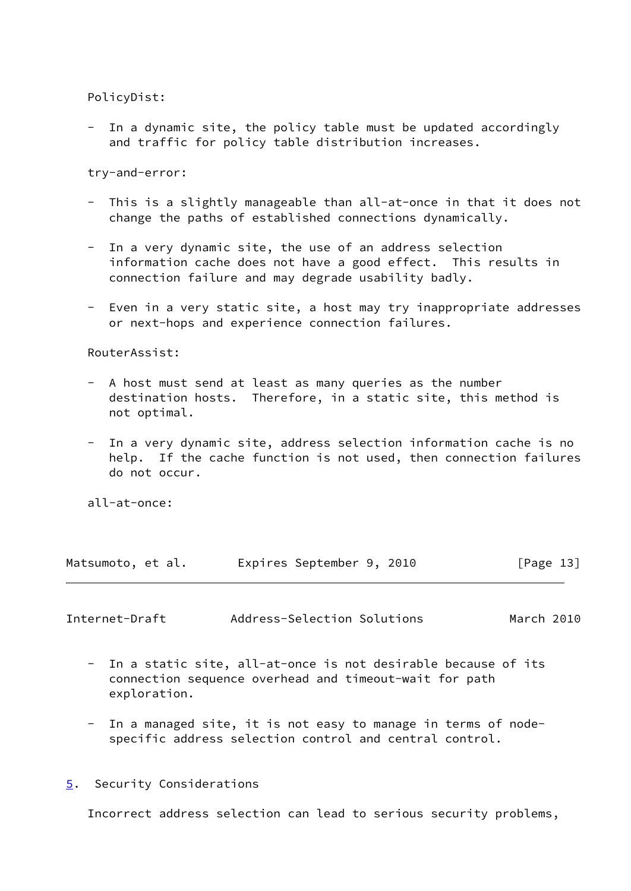PolicyDist:

- In a dynamic site, the policy table must be updated accordingly and traffic for policy table distribution increases.

try-and-error:

- This is a slightly manageable than all-at-once in that it does not change the paths of established connections dynamically.

- In a very dynamic site, the use of an address selection information cache does not have a good effect. This results in connection failure and may degrade usability badly.

- Even in a very static site, a host may try inappropriate addresses or next-hops and experience connection failures.

RouterAssist:

- A host must send at least as many queries as the number destination hosts. Therefore, in a static site, this method is not optimal.

- In a very dynamic site, address selection information cache is no help. If the cache function is not used, then connection failures do not occur.

all-at-once:

- In a static site, all-at-once is not desirable because of its connection sequence overhead and timeout-wait for path exploration.

- In a managed site, it is not easy to manage in terms of node-specific address selection control and central control.

## 5. Security Considerations

Incorrect address selection can lead to serious security problems,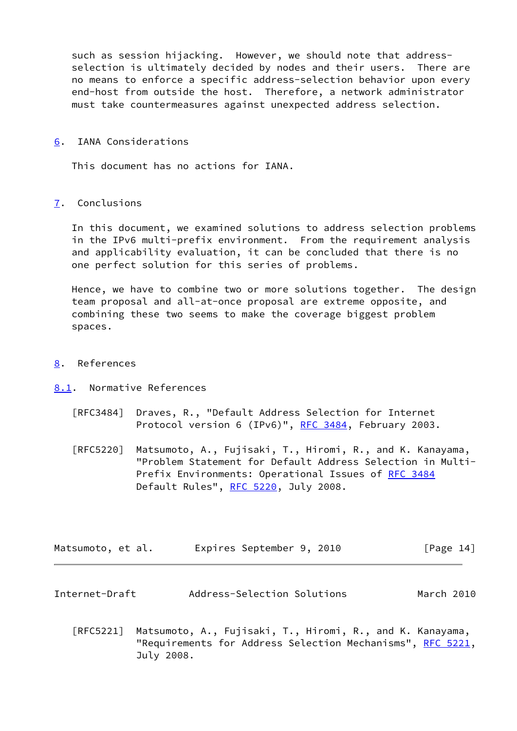such as session hijacking. However, we should note that address-selection is ultimately decided by nodes and their users. There are no means to enforce a specific address-selection behavior upon every end-host from outside the host. Therefore, a network administrator must take countermeasures against unexpected address selection.

## 6. IANA Considerations

This document has no actions for IANA.

## 7. Conclusions

In this document, we examined solutions to address selection problems in the IPv6 multi-prefix environment. From the requirement analysis and applicability evaluation, it can be concluded that there is no one perfect solution for this series of problems.

Hence, we have to combine two or more solutions together. The design team proposal and all-at-once proposal are extreme opposite, and combining these two seems to make the coverage biggest problem spaces.

## 8. References

### 8.1. Normative References

[RFC3484] Draves, R., "Default Address Selection for Internet Protocol version 6 (IPv6)", RFC 3484, February 2003.

[RFC5220] Matsumoto, A., Fujisaki, T., Hiromi, R., and K. Kanayama, "Problem Statement for Default Address Selection in Multi-Prefix Environments: Operational Issues of RFC 3484 Default Rules", RFC 5220, July 2008.

[RFC5221] Matsumoto, A., Fujisaki, T., Hiromi, R., and K. Kanayama, "Requirements for Address Selection Mechanisms", RFC 5221, July 2008.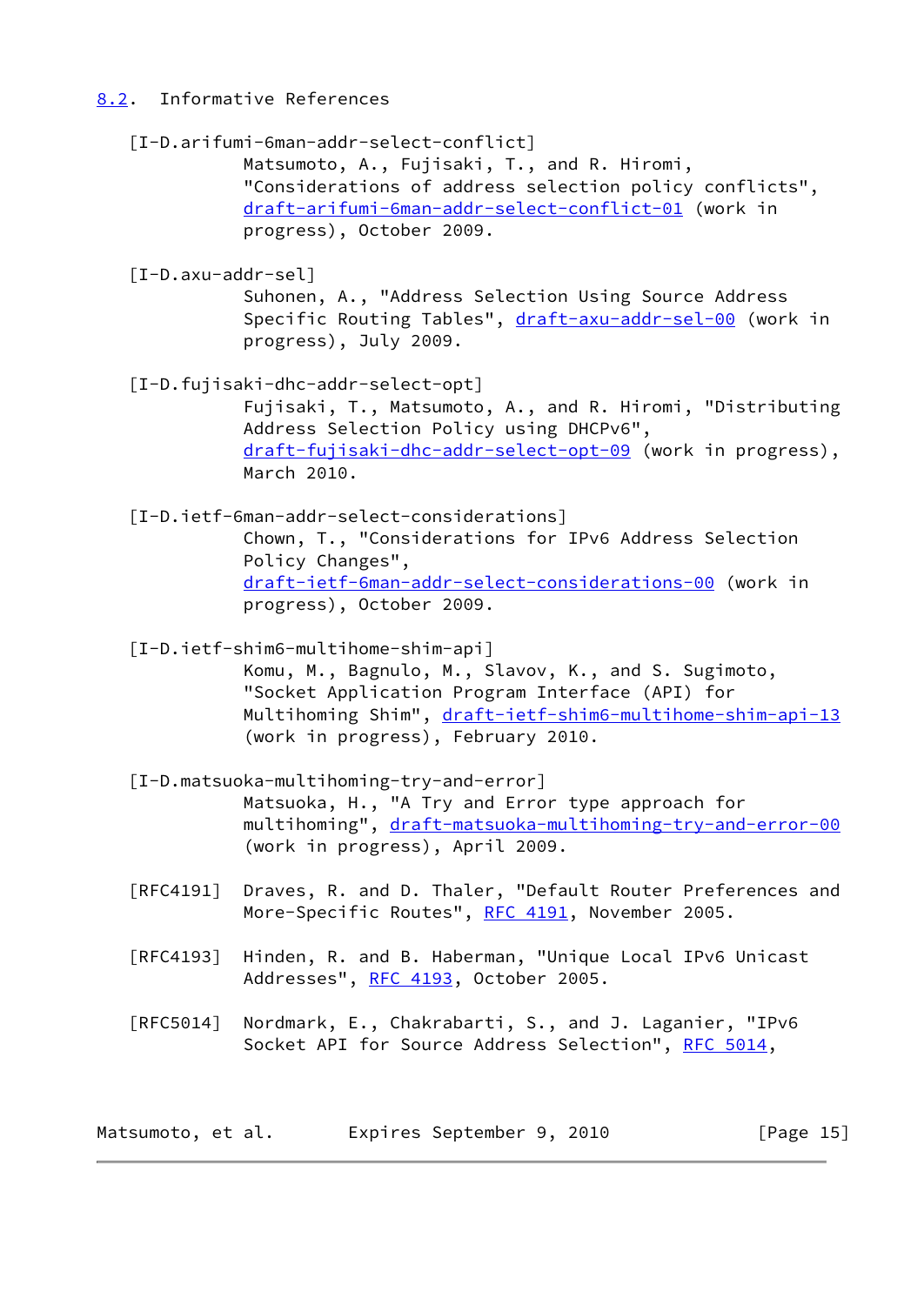### 8.2. Informative References

[I-D.arifumi-6man-addr-select-conflict]
Matsumoto, A., Fujisaki, T., and R. Hiromi, "Considerations of address selection policy conflicts", draft-arifumi-6man-addr-select-conflict-01 (work in progress), October 2009.

[I-D.axu-addr-sel]
Suhonen, A., "Address Selection Using Source Address Specific Routing Tables", draft-axu-addr-sel-00 (work in progress), July 2009.

[I-D.fujisaki-dhc-addr-select-opt]
Fujisaki, T., Matsumoto, A., and R. Hiromi, "Distributing Address Selection Policy using DHCPv6", draft-fujisaki-dhc-addr-select-opt-09 (work in progress), March 2010.

[I-D.ietf-6man-addr-select-considerations]
Chown, T., "Considerations for IPv6 Address Selection Policy Changes", draft-ietf-6man-addr-select-considerations-00 (work in progress), October 2009.

[I-D.ietf-shim6-multihome-shim-api]
Komu, M., Bagnulo, M., Slavov, K., and S. Sugimoto, "Socket Application Program Interface (API) for Multihoming Shim", draft-ietf-shim6-multihome-shim-api-13 (work in progress), February 2010.

[I-D.matsuoka-multihoming-try-and-error]
Matsuoka, H., "A Try and Error type approach for multihoming", draft-matsuoka-multihoming-try-and-error-00 (work in progress), April 2009.

[RFC4191] Draves, R. and D. Thaler, "Default Router Preferences and More-Specific Routes", RFC 4191, November 2005.

[RFC4193] Hinden, R. and B. Haberman, "Unique Local IPv6 Unicast Addresses", RFC 4193, October 2005.

[RFC5014] Nordmark, E., Chakrabarti, S., and J. Laganier, "IPv6 Socket API for Source Address Selection", RFC 5014,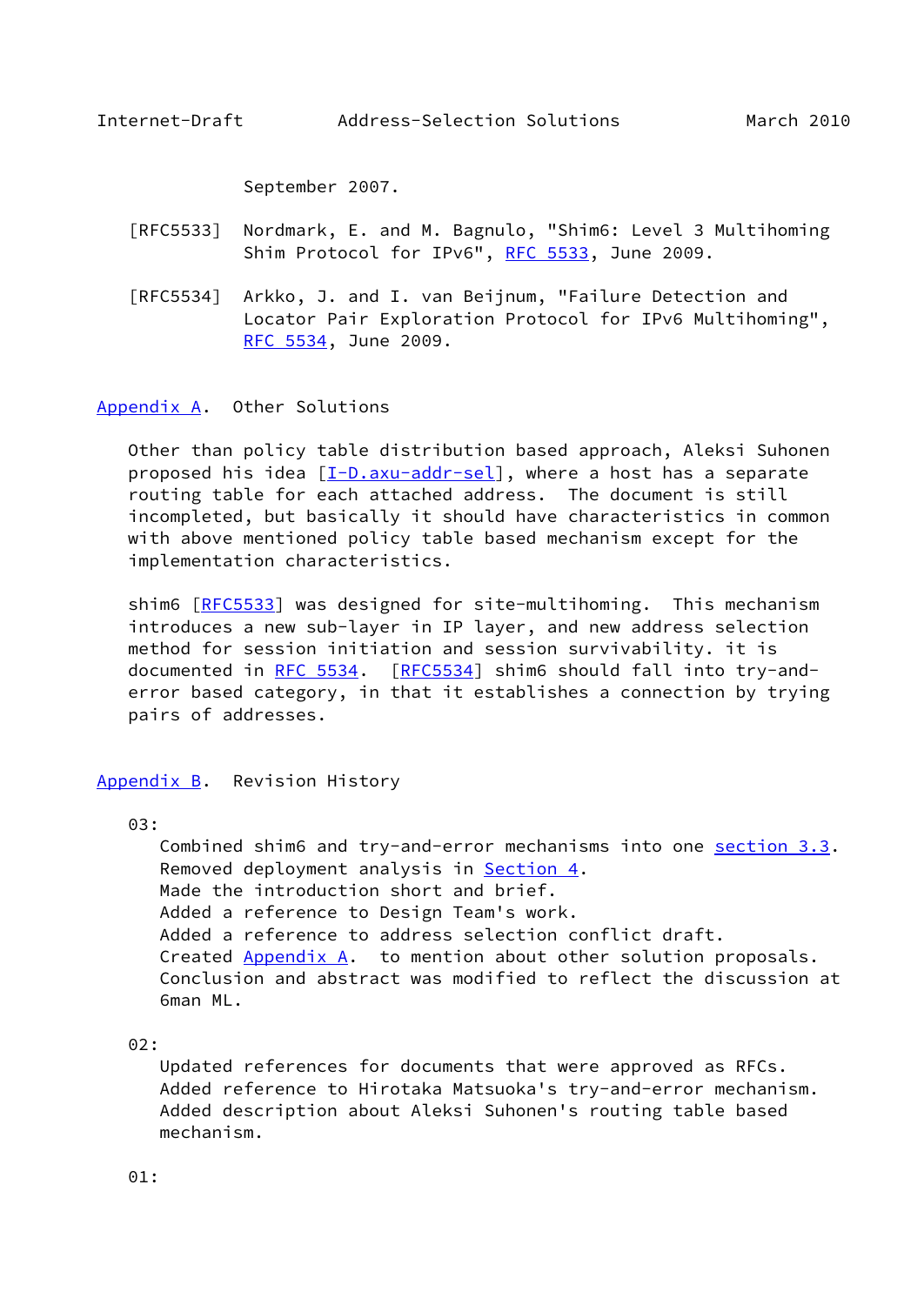September 2007.

[RFC5533] Nordmark, E. and M. Bagnulo, "Shim6: Level 3 Multihoming Shim Protocol for IPv6", RFC 5533, June 2009.

[RFC5534] Arkko, J. and I. van Beijnum, "Failure Detection and Locator Pair Exploration Protocol for IPv6 Multihoming", RFC 5534, June 2009.

## Appendix A. Other Solutions

Other than policy table distribution based approach, Aleksi Suhonen proposed his idea [I-D.axu-addr-sel], where a host has a separate routing table for each attached address. The document is still incompleted, but basically it should have characteristics in common with above mentioned policy table based mechanism except for the implementation characteristics.

shim6 [RFC5533] was designed for site-multihoming. This mechanism introduces a new sub-layer in IP layer, and new address selection method for session initiation and session survivability. it is documented in RFC 5534. [RFC5534] shim6 should fall into try-and-error based category, in that it establishes a connection by trying pairs of addresses.

## Appendix B. Revision History

03:

Combined shim6 and try-and-error mechanisms into one section 3.3.
Removed deployment analysis in Section 4.
Made the introduction short and brief.
Added a reference to Design Team's work.
Added a reference to address selection conflict draft.
Created Appendix A. to mention about other solution proposals.
Conclusion and abstract was modified to reflect the discussion at 6man ML.

02:

Updated references for documents that were approved as RFCs.
Added reference to Hirotaka Matsuoka's try-and-error mechanism.
Added description about Aleksi Suhonen's routing table based mechanism.

01: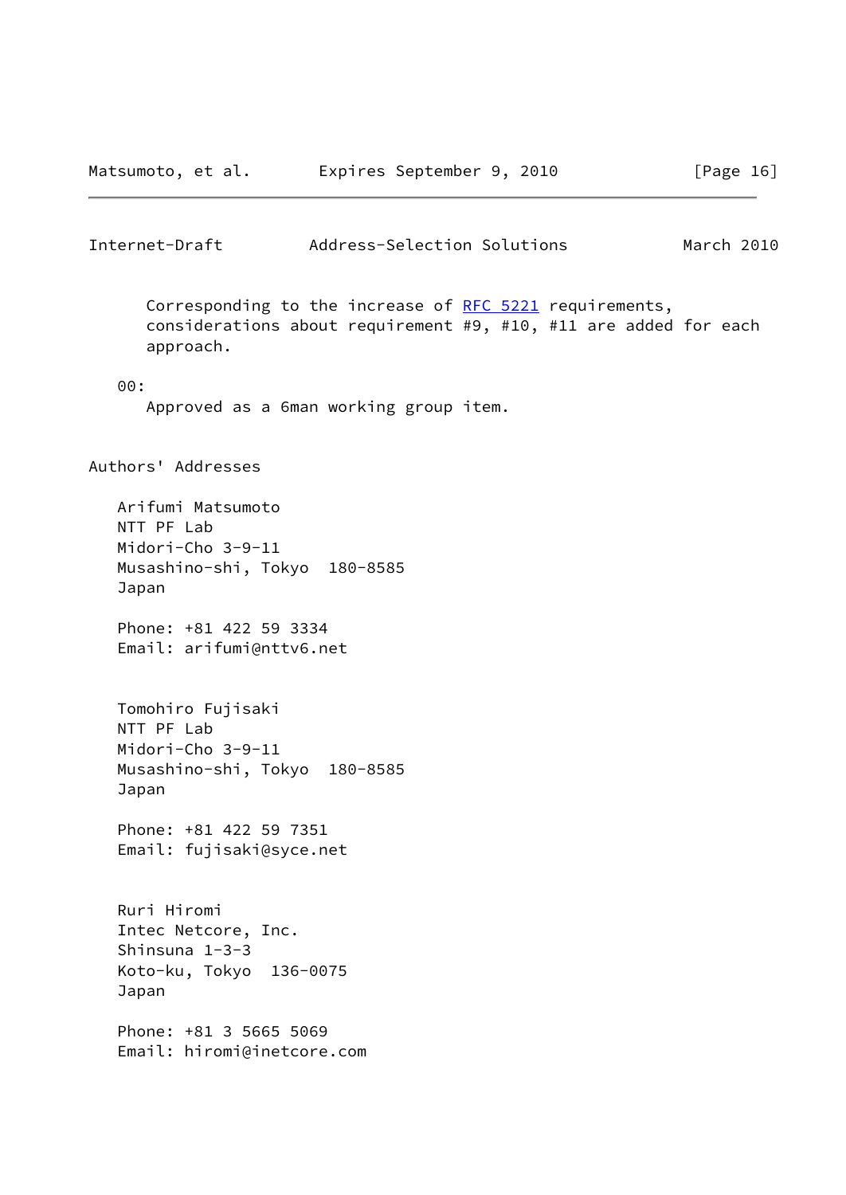Corresponding to the increase of RFC 5221 requirements, considerations about requirement #9, #10, #11 are added for each approach.

00:

Approved as a 6man working group item.

## Authors' Addresses

Arifumi Matsumoto
NTT PF Lab
Midori-Cho 3-9-11
Musashino-shi, Tokyo  180-8585
Japan

Phone: +81 422 59 3334
Email: arifumi@nttv6.net

Tomohiro Fujisaki
NTT PF Lab
Midori-Cho 3-9-11
Musashino-shi, Tokyo  180-8585
Japan

Phone: +81 422 59 7351
Email: fujisaki@syce.net

Ruri Hiromi
Intec Netcore, Inc.
Shinsuna 1-3-3
Koto-ku, Tokyo  136-0075
Japan

Phone: +81 3 5665 5069
Email: hiromi@inetcore.com